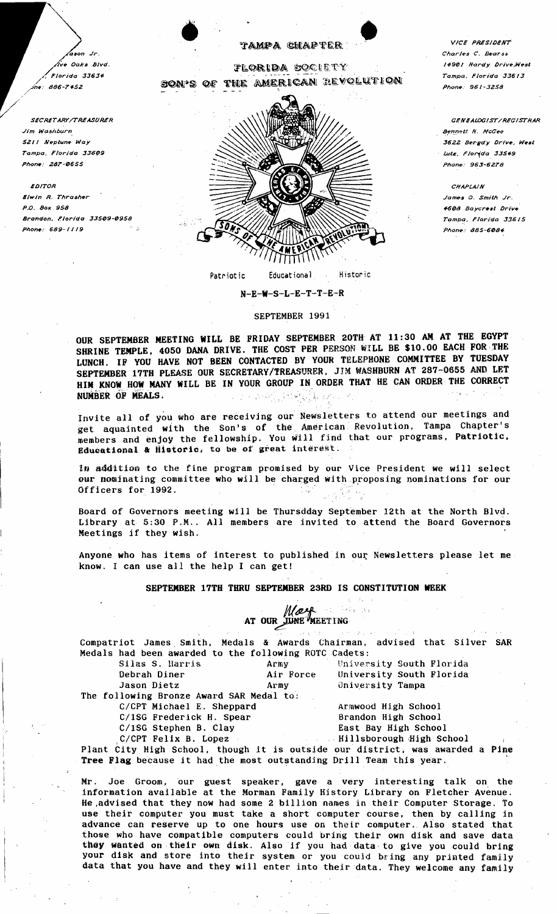ason Jr.
ive Oaks Blvd.
, Florida 33634
one: 886-7452

SECRETARY/TREASURER
Jim Washburn
5211 Neptune Way
Tampa, Florida 33609
Phone: 287-0655

EDITOR
Elwin R. Thrasher
P.O. Box 958
Brandon, Florida 33509-0958
Phone: 689-1119

# TAMPA CHAPTER
## FLORIDA SOCIETY
## SON'S OF THE AMERICAN REVOLUTION

VICE PRESIDENT
Charles C. Bearss
14901 Hardy Drive,West
Tampa, Florida 33613
Phone: 961-3258

GENEALOGIST/REGISTRAR
Bennett H. McGee
3622 Bergdy Drive, West
Lutz, Florida 33549
Phone: 963-6278

CHAPLAIN
James O. Smith Jr.
4608 Baycrest Drive
Tampa, Florida 33615
Phone: 885-6084

Patriotic Educational Historic

N-E-W-S-L-E-T-T-E-R

SEPTEMBER 1991

**OUR SEPTEMBER MEETING WILL BE FRIDAY SEPTEMBER 20TH AT 11:30 AM AT THE EGYPT SHRINE TEMPLE, 4050 DANA DRIVE. THE COST PER PERSON WILL BE $10.00 EACH FOR THE LUNCH. IF YOU HAVE NOT BEEN CONTACTED BY YOUR TELEPHONE COMMITTEE BY TUESDAY SEPTEMBER 17TH PLEASE OUR SECRETARY/TREASURER, JIM WASHBURN AT 287-0655 AND LET HIM KNOW HOW MANY WILL BE IN YOUR GROUP IN ORDER THAT HE CAN ORDER THE CORRECT NUMBER OF MEALS.**

Invite all of you who are receiving our Newsletters to attend our meetings and get aquainted with the Son's of the American Revolution, Tampa Chapter's members and enjoy the fellowship. You will find that our programs, Patriotic, Educational & Historic, to be of great interest.

In addition to the fine program promised by our Vice President we will select our nominating committee who will be charged with proposing nominations for our Officers for 1992.

Board of Governors meeting will be Thursdday September 12th at the North Blvd. Library at 5:30 P.M.. All members are invited to attend the Board Governors Meetings if they wish.

Anyone who has items of interest to published in our Newsletters please let me know. I can use all the help I can get!

**SEPTEMBER 17TH THRU SEPTEMBER 23RD IS CONSTITUTION WEEK**

**AT OUR JUNE MEETING**

Compatriot James Smith, Medals & Awards Chairman, advised that Silver SAR Medals had been awarded to the following ROTC Cadets:

| | | |
|---|---|---|
| Silas S. Harris | Army | University South Florida |
| Debrah Diner | Air Force | University South Florida |
| Jason Dietz | Army | University Tampa |

The following Bronze Award SAR Medal to:

| | |
|---|---|
| C/CPT Michael E. Sheppard | Armwood High School |
| C/1SG Frederick H. Spear | Brandon High School |
| C/1SG Stephen B. Clay | East Bay High School |
| C/CPT Felix B. Lopez | Hillsborough High School |

Plant City High School, though it is outside our district, was awarded a **Pine Tree Flag** because it had the most outstanding Drill Team this year.

Mr. Joe Groom, our guest speaker, gave a very interesting talk on the information available at the Morman Family History Library on Fletcher Avenue. He advised that they now had some 2 billion names in their Computer Storage. To use their computer you must take a short computer course, then by calling in advance can reserve up to one hours use on their computer. Also stated that those who have compatible computers could bring their own disk and save data they wanted on their own disk. Also if you had data to give you could bring your disk and store into their system or you could bring any printed family data that you have and they will enter into their data. They welcome any family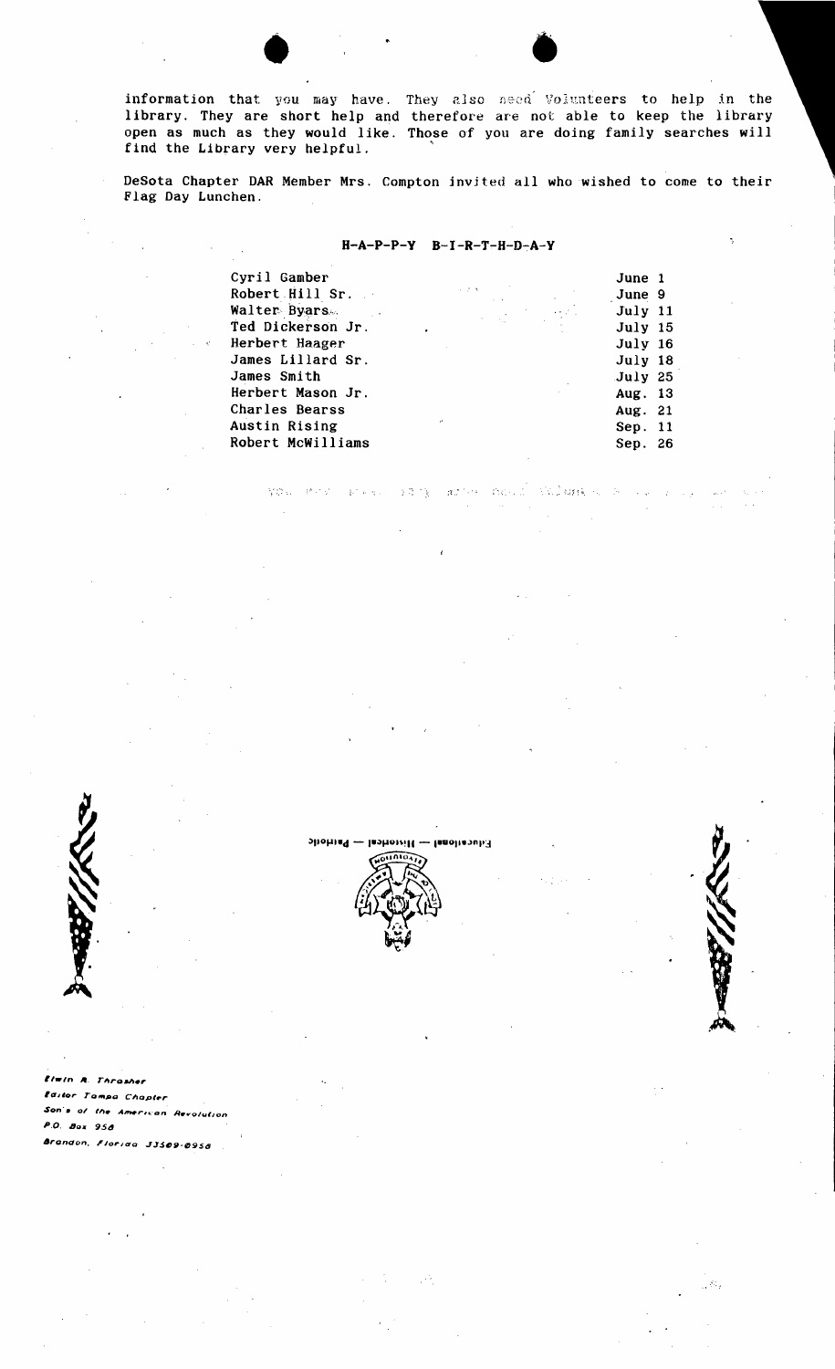information that you may have. They also need Volunteers to help in the library. They are short help and therefore are not able to keep the library open as much as they would like. Those of you are doing family searches will find the Library very helpful.

DeSota Chapter DAR Member Mrs. Compton invited all who wished to come to their Flag Day Lunchen.

## H-A-P-P-Y B-I-R-T-H-D-A-Y

| | |
|---|---|
| Cyril Gamber | June 1 |
| Robert Hill Sr. | June 9 |
| Walter Byars | July 11 |
| Ted Dickerson Jr. | July 15 |
| Herbert Haager | July 16 |
| James Lillard Sr. | July 18 |
| James Smith | July 25 |
| Herbert Mason Jr. | Aug. 13 |
| Charles Bearss | Aug. 21 |
| Austin Rising | Sep. 11 |
| Robert McWilliams | Sep. 26 |

Educational — Historical — Patriotic

*Elwin A. Thrasher*
*Editor Tampa Chapter*
*Son's of the American Revolution*
*P.O. Box 958*
*Brandon, Florida 33509-0958*